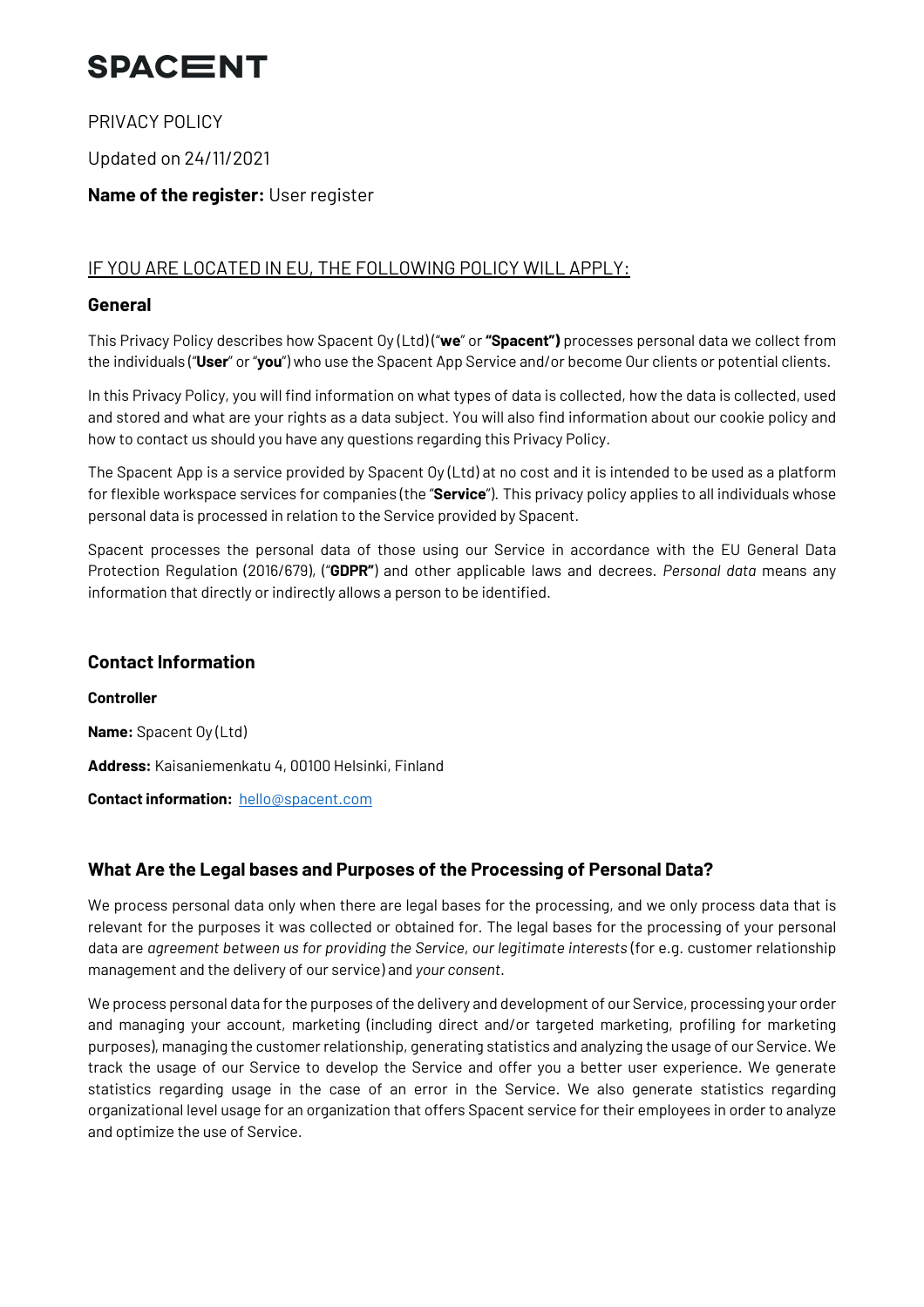# SPACENT

PRIVACY POLICY

Updated on 24/11/2021

**Name of the register:** User register

## IF YOU ARE LOCATED IN EU, THE FOLLOWING POLICY WILL APPLY:

### General

This Privacy Policy describes how Spacent Oy (Ltd) ("**we**" or **"Spacent")** processes personal data we collect from the individuals ("**User**" or "**you**") who use the Spacent App Service and/or become Our clients or potential clients.

In this Privacy Policy, you will find information on what types of data is collected, how the data is collected, used and stored and what are your rights as a data subject. You will also find information about our cookie policy and how to contact us should you have any questions regarding this Privacy Policy.

The Spacent App is a service provided by Spacent Oy (Ltd) at no cost and it is intended to be used as a platform for flexible workspace services for companies (the "**Service**"). This privacy policy applies to all individuals whose personal data is processed in relation to the Service provided by Spacent.

Spacent processes the personal data of those using our Service in accordance with the EU General Data Protection Regulation (2016/679), ("**GDPR"**) and other applicable laws and decrees. *Personal data* means any information that directly or indirectly allows a person to be identified.

### Contact Information

**Controller**

**Name:** Spacent Oy (Ltd)

**Address:** Kaisaniemenkatu 4, 00100 Helsinki, Finland

**Contact information:** hello@spacent.com

### What Are the Legal bases and Purposes of the Processing of Personal Data?

We process personal data only when there are legal bases for the processing, and we only process data that is relevant for the purposes it was collected or obtained for. The legal bases for the processing of your personal data are *agreement between us for providing the Service*, *our legitimate interests* (for e.g. customer relationship management and the delivery of our service) and *your consent.*

We process personal data for the purposes of the delivery and development of our Service, processing your order and managing your account, marketing (including direct and/or targeted marketing, profiling for marketing purposes), managing the customer relationship, generating statistics and analyzing the usage of our Service. We track the usage of our Service to develop the Service and offer you a better user experience. We generate statistics regarding usage in the case of an error in the Service. We also generate statistics regarding organizational level usage for an organization that offers Spacent service for their employees in order to analyze and optimize the use of Service.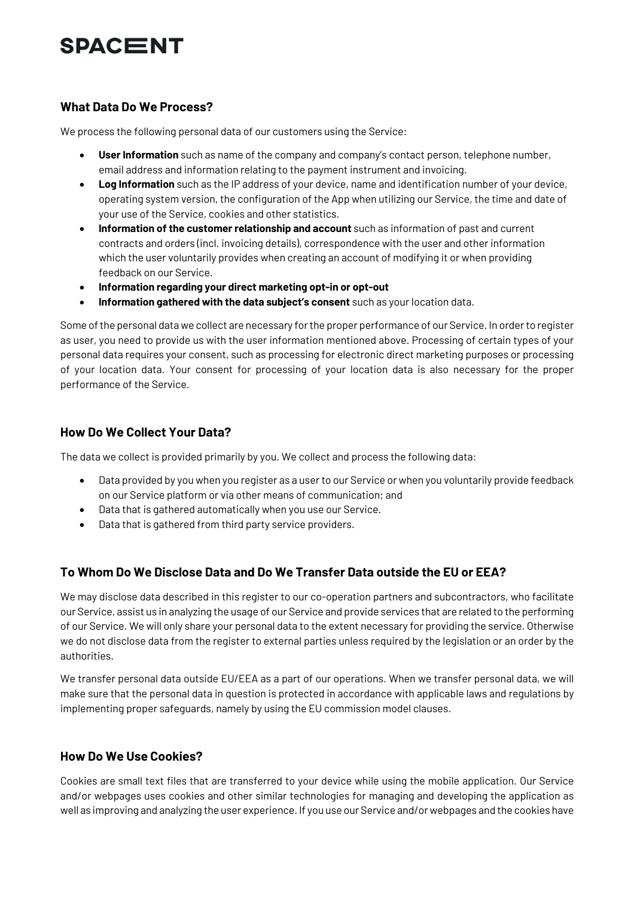## What Data Do We Process?

We process the following personal data of our customers using the Service:

- **User Information** such as name of the company and company's contact person, telephone number, email address and information relating to the payment instrument and invoicing.
- **Log Information** such as the IP address of your device, name and identification number of your device, operating system version, the configuration of the App when utilizing our Service, the time and date of your use of the Service, cookies and other statistics.
- **Information of the customer relationship and account** such as information of past and current contracts and orders (incl. invoicing details), correspondence with the user and other information which the user voluntarily provides when creating an account of modifying it or when providing feedback on our Service.
- **Information regarding your direct marketing opt-in or opt-out**
- **Information gathered with the data subject's consent** such as your location data.

Some of the personal data we collect are necessary for the proper performance of our Service. In order to register as user, you need to provide us with the user information mentioned above. Processing of certain types of your personal data requires your consent, such as processing for electronic direct marketing purposes or processing of your location data. Your consent for processing of your location data is also necessary for the proper performance of the Service.

## How Do We Collect Your Data?

The data we collect is provided primarily by you. We collect and process the following data:

- Data provided by you when you register as a user to our Service or when you voluntarily provide feedback on our Service platform or via other means of communication; and
- Data that is gathered automatically when you use our Service.
- Data that is gathered from third party service providers.

## To Whom Do We Disclose Data and Do We Transfer Data outside the EU or EEA?

We may disclose data described in this register to our co-operation partners and subcontractors, who facilitate our Service, assist us in analyzing the usage of our Service and provide services that are related to the performing of our Service. We will only share your personal data to the extent necessary for providing the service. Otherwise we do not disclose data from the register to external parties unless required by the legislation or an order by the authorities.

We transfer personal data outside EU/EEA as a part of our operations. When we transfer personal data, we will make sure that the personal data in question is protected in accordance with applicable laws and regulations by implementing proper safeguards, namely by using the EU commission model clauses.

## How Do We Use Cookies?

Cookies are small text files that are transferred to your device while using the mobile application. Our Service and/or webpages uses cookies and other similar technologies for managing and developing the application as well as improving and analyzing the user experience. If you use our Service and/or webpages and the cookies have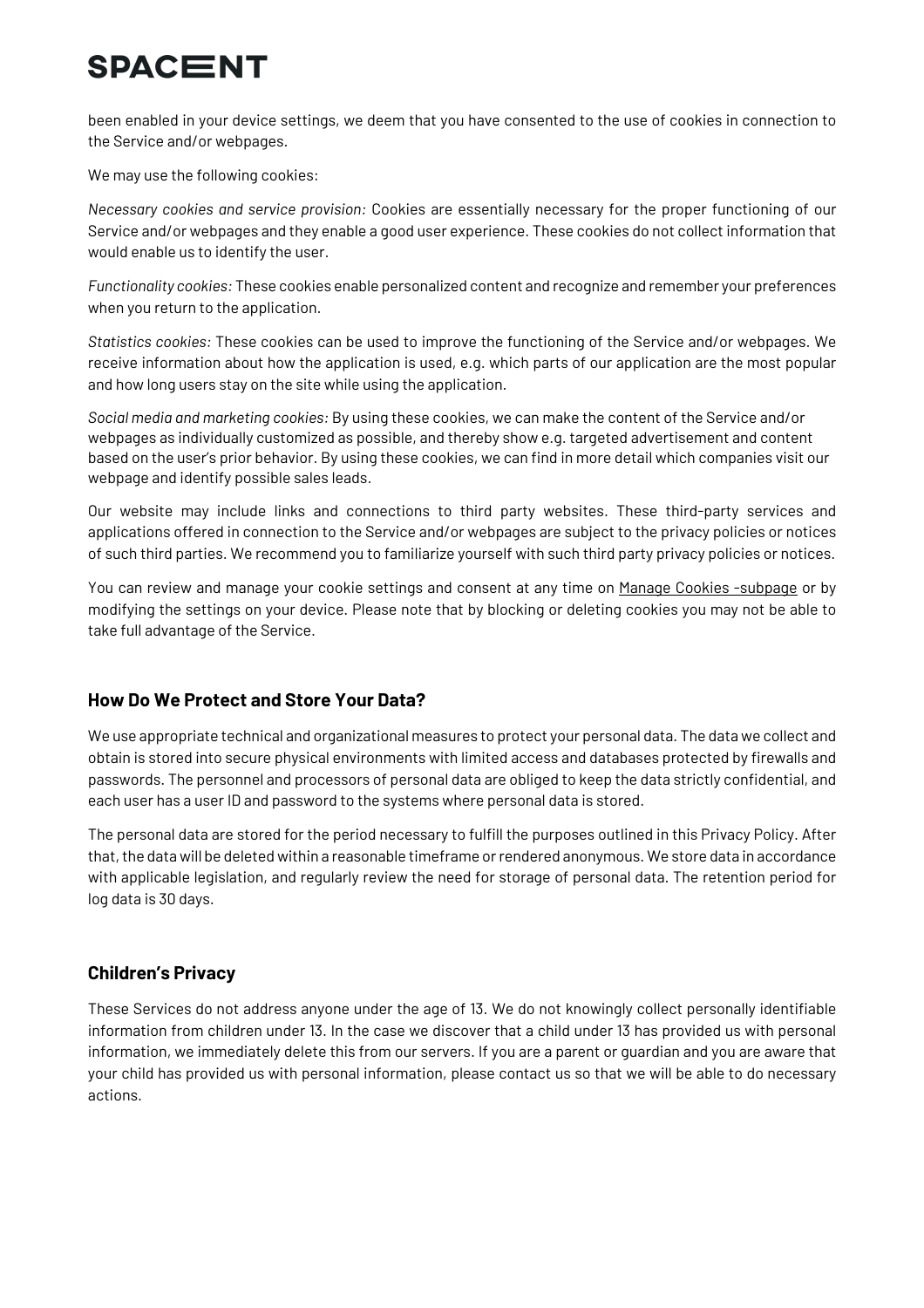been enabled in your device settings, we deem that you have consented to the use of cookies in connection to the Service and/or webpages.

We may use the following cookies:

*Necessary cookies and service provision:* Cookies are essentially necessary for the proper functioning of our Service and/or webpages and they enable a good user experience. These cookies do not collect information that would enable us to identify the user.

*Functionality cookies:* These cookies enable personalized content and recognize and remember your preferences when you return to the application.

*Statistics cookies:* These cookies can be used to improve the functioning of the Service and/or webpages. We receive information about how the application is used, e.g. which parts of our application are the most popular and how long users stay on the site while using the application.

*Social media and marketing cookies:* By using these cookies, we can make the content of the Service and/or webpages as individually customized as possible, and thereby show e.g. targeted advertisement and content based on the user's prior behavior. By using these cookies, we can find in more detail which companies visit our webpage and identify possible sales leads.

Our website may include links and connections to third party websites. These third-party services and applications offered in connection to the Service and/or webpages are subject to the privacy policies or notices of such third parties. We recommend you to familiarize yourself with such third party privacy policies or notices.

You can review and manage your cookie settings and consent at any time on Manage Cookies -subpage or by modifying the settings on your device. Please note that by blocking or deleting cookies you may not be able to take full advantage of the Service.

## How Do We Protect and Store Your Data?

We use appropriate technical and organizational measures to protect your personal data. The data we collect and obtain is stored into secure physical environments with limited access and databases protected by firewalls and passwords. The personnel and processors of personal data are obliged to keep the data strictly confidential, and each user has a user ID and password to the systems where personal data is stored.

The personal data are stored for the period necessary to fulfill the purposes outlined in this Privacy Policy. After that, the data will be deleted within a reasonable timeframe or rendered anonymous. We store data in accordance with applicable legislation, and regularly review the need for storage of personal data. The retention period for log data is 30 days.

## Children's Privacy

These Services do not address anyone under the age of 13. We do not knowingly collect personally identifiable information from children under 13. In the case we discover that a child under 13 has provided us with personal information, we immediately delete this from our servers. If you are a parent or guardian and you are aware that your child has provided us with personal information, please contact us so that we will be able to do necessary actions.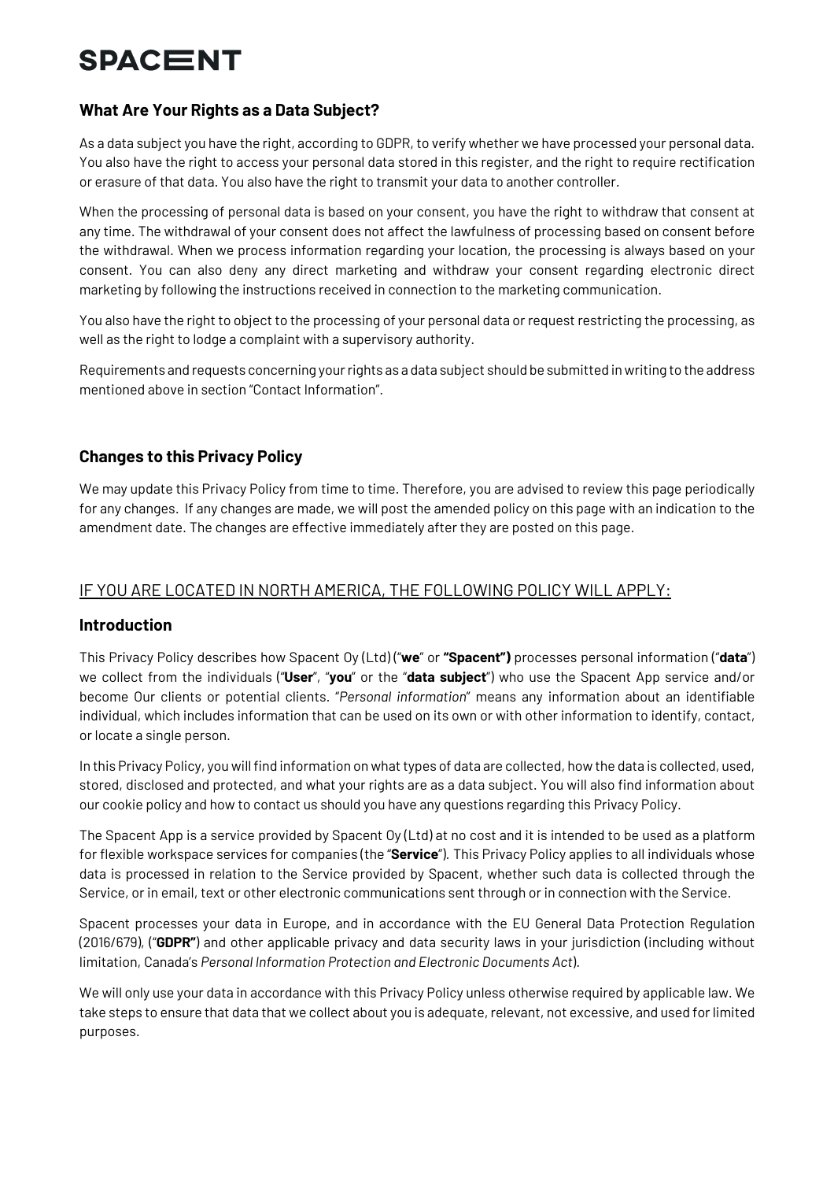### What Are Your Rights as a Data Subject?

As a data subject you have the right, according to GDPR, to verify whether we have processed your personal data. You also have the right to access your personal data stored in this register, and the right to require rectification or erasure of that data. You also have the right to transmit your data to another controller.

When the processing of personal data is based on your consent, you have the right to withdraw that consent at any time. The withdrawal of your consent does not affect the lawfulness of processing based on consent before the withdrawal. When we process information regarding your location, the processing is always based on your consent. You can also deny any direct marketing and withdraw your consent regarding electronic direct marketing by following the instructions received in connection to the marketing communication.

You also have the right to object to the processing of your personal data or request restricting the processing, as well as the right to lodge a complaint with a supervisory authority.

Requirements and requests concerning your rights as a data subject should be submitted in writing to the address mentioned above in section "Contact Information".

### Changes to this Privacy Policy

We may update this Privacy Policy from time to time. Therefore, you are advised to review this page periodically for any changes. If any changes are made, we will post the amended policy on this page with an indication to the amendment date. The changes are effective immediately after they are posted on this page.

## IF YOU ARE LOCATED IN NORTH AMERICA, THE FOLLOWING POLICY WILL APPLY:

### Introduction

This Privacy Policy describes how Spacent Oy (Ltd) ("**we**" or **"Spacent")** processes personal information ("**data**") we collect from the individuals ("**User**", "**you**" or the "**data subject**") who use the Spacent App service and/or become Our clients or potential clients. "*Personal information*" means any information about an identifiable individual, which includes information that can be used on its own or with other information to identify, contact, or locate a single person.

In this Privacy Policy, you will find information on what types of data are collected, how the data is collected, used, stored, disclosed and protected, and what your rights are as a data subject. You will also find information about our cookie policy and how to contact us should you have any questions regarding this Privacy Policy.

The Spacent App is a service provided by Spacent Oy (Ltd) at no cost and it is intended to be used as a platform for flexible workspace services for companies (the "**Service**"). This Privacy Policy applies to all individuals whose data is processed in relation to the Service provided by Spacent, whether such data is collected through the Service, or in email, text or other electronic communications sent through or in connection with the Service.

Spacent processes your data in Europe, and in accordance with the EU General Data Protection Regulation (2016/679), ("**GDPR"**) and other applicable privacy and data security laws in your jurisdiction (including without limitation, Canada's *Personal Information Protection and Electronic Documents Act*).

We will only use your data in accordance with this Privacy Policy unless otherwise required by applicable law. We take steps to ensure that data that we collect about you is adequate, relevant, not excessive, and used for limited purposes.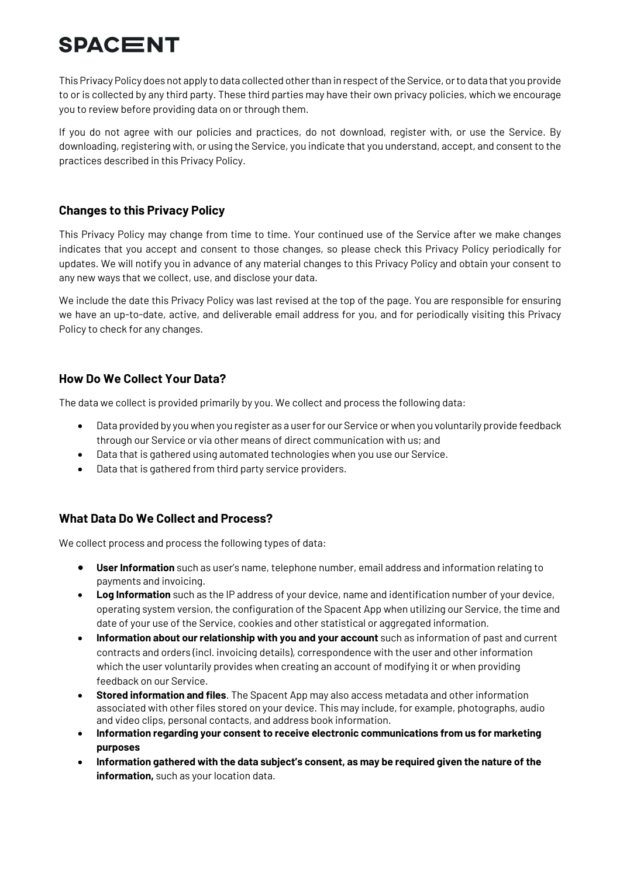This Privacy Policy does not apply to data collected other than in respect of the Service, or to data that you provide to or is collected by any third party. These third parties may have their own privacy policies, which we encourage you to review before providing data on or through them.

If you do not agree with our policies and practices, do not download, register with, or use the Service. By downloading, registering with, or using the Service, you indicate that you understand, accept, and consent to the practices described in this Privacy Policy.

## Changes to this Privacy Policy

This Privacy Policy may change from time to time. Your continued use of the Service after we make changes indicates that you accept and consent to those changes, so please check this Privacy Policy periodically for updates. We will notify you in advance of any material changes to this Privacy Policy and obtain your consent to any new ways that we collect, use, and disclose your data.

We include the date this Privacy Policy was last revised at the top of the page. You are responsible for ensuring we have an up-to-date, active, and deliverable email address for you, and for periodically visiting this Privacy Policy to check for any changes.

## How Do We Collect Your Data?

The data we collect is provided primarily by you. We collect and process the following data:

- Data provided by you when you register as a user for our Service or when you voluntarily provide feedback through our Service or via other means of direct communication with us; and
- Data that is gathered using automated technologies when you use our Service.
- Data that is gathered from third party service providers.

## What Data Do We Collect and Process?

We collect process and process the following types of data:

- **User Information** such as user's name, telephone number, email address and information relating to payments and invoicing.
- **Log Information** such as the IP address of your device, name and identification number of your device, operating system version, the configuration of the Spacent App when utilizing our Service, the time and date of your use of the Service, cookies and other statistical or aggregated information.
- **Information about our relationship with you and your account** such as information of past and current contracts and orders (incl. invoicing details), correspondence with the user and other information which the user voluntarily provides when creating an account of modifying it or when providing feedback on our Service.
- **Stored information and files**. The Spacent App may also access metadata and other information associated with other files stored on your device. This may include, for example, photographs, audio and video clips, personal contacts, and address book information.
- **Information regarding your consent to receive electronic communications from us for marketing purposes**
- **Information gathered with the data subject's consent, as may be required given the nature of the information,** such as your location data.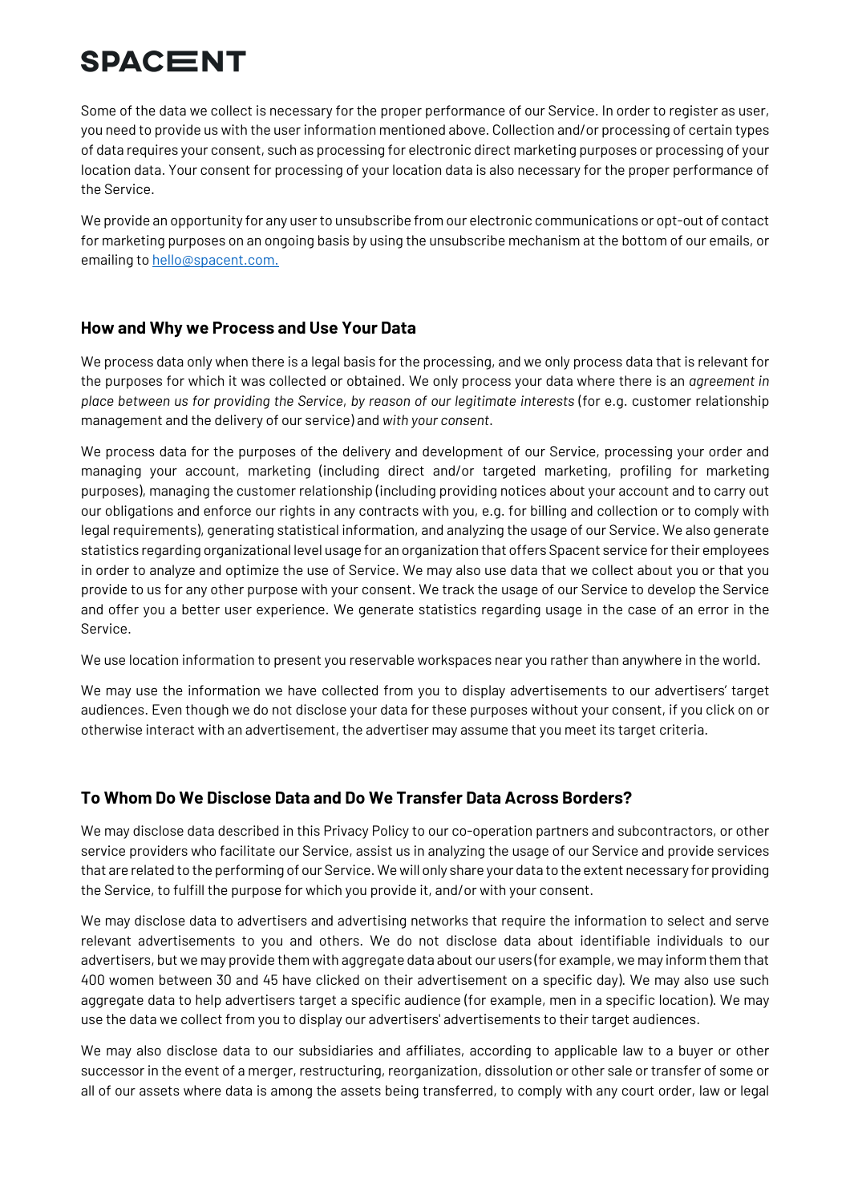Some of the data we collect is necessary for the proper performance of our Service. In order to register as user, you need to provide us with the user information mentioned above. Collection and/or processing of certain types of data requires your consent, such as processing for electronic direct marketing purposes or processing of your location data. Your consent for processing of your location data is also necessary for the proper performance of the Service.

We provide an opportunity for any user to unsubscribe from our electronic communications or opt-out of contact for marketing purposes on an ongoing basis by using the unsubscribe mechanism at the bottom of our emails, or emailing to hello@spacent.com.

## How and Why we Process and Use Your Data

We process data only when there is a legal basis for the processing, and we only process data that is relevant for the purposes for which it was collected or obtained. We only process your data where there is an *agreement in place between us for providing the Service*, *by reason of our legitimate interests* (for e.g. customer relationship management and the delivery of our service) and *with your consent*.

We process data for the purposes of the delivery and development of our Service, processing your order and managing your account, marketing (including direct and/or targeted marketing, profiling for marketing purposes), managing the customer relationship (including providing notices about your account and to carry out our obligations and enforce our rights in any contracts with you, e.g. for billing and collection or to comply with legal requirements), generating statistical information, and analyzing the usage of our Service. We also generate statistics regarding organizational level usage for an organization that offers Spacent service for their employees in order to analyze and optimize the use of Service. We may also use data that we collect about you or that you provide to us for any other purpose with your consent. We track the usage of our Service to develop the Service and offer you a better user experience. We generate statistics regarding usage in the case of an error in the Service.

We use location information to present you reservable workspaces near you rather than anywhere in the world.

We may use the information we have collected from you to display advertisements to our advertisers' target audiences. Even though we do not disclose your data for these purposes without your consent, if you click on or otherwise interact with an advertisement, the advertiser may assume that you meet its target criteria.

## To Whom Do We Disclose Data and Do We Transfer Data Across Borders?

We may disclose data described in this Privacy Policy to our co-operation partners and subcontractors, or other service providers who facilitate our Service, assist us in analyzing the usage of our Service and provide services that are related to the performing of our Service. We will only share your data to the extent necessary for providing the Service, to fulfill the purpose for which you provide it, and/or with your consent.

We may disclose data to advertisers and advertising networks that require the information to select and serve relevant advertisements to you and others. We do not disclose data about identifiable individuals to our advertisers, but we may provide them with aggregate data about our users (for example, we may inform them that 400 women between 30 and 45 have clicked on their advertisement on a specific day). We may also use such aggregate data to help advertisers target a specific audience (for example, men in a specific location). We may use the data we collect from you to display our advertisers' advertisements to their target audiences.

We may also disclose data to our subsidiaries and affiliates, according to applicable law to a buyer or other successor in the event of a merger, restructuring, reorganization, dissolution or other sale or transfer of some or all of our assets where data is among the assets being transferred, to comply with any court order, law or legal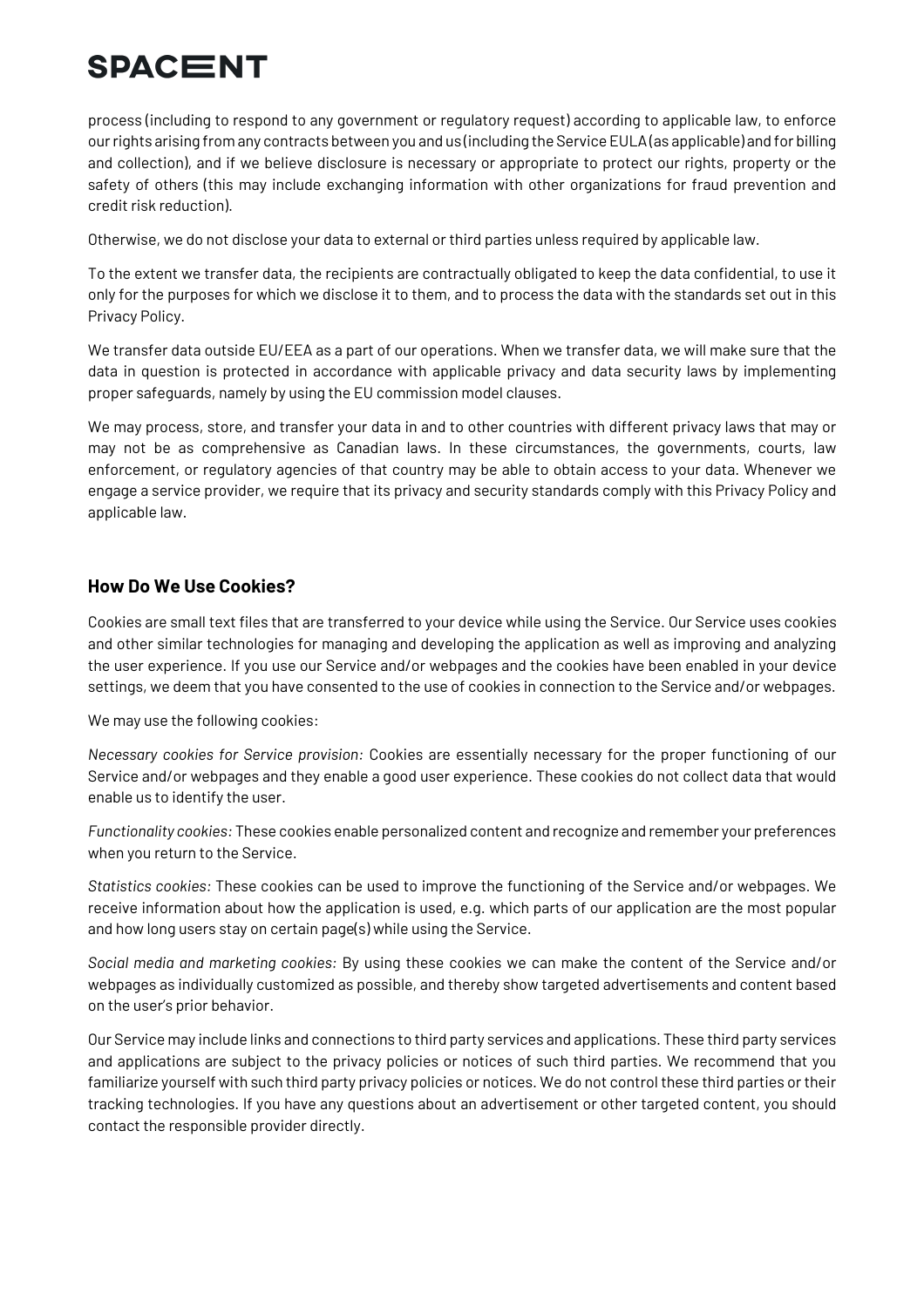process (including to respond to any government or regulatory request) according to applicable law, to enforce our rights arising from any contracts between you and us (including the Service EULA (as applicable) and for billing and collection), and if we believe disclosure is necessary or appropriate to protect our rights, property or the safety of others (this may include exchanging information with other organizations for fraud prevention and credit risk reduction).

Otherwise, we do not disclose your data to external or third parties unless required by applicable law.

To the extent we transfer data, the recipients are contractually obligated to keep the data confidential, to use it only for the purposes for which we disclose it to them, and to process the data with the standards set out in this Privacy Policy.

We transfer data outside EU/EEA as a part of our operations. When we transfer data, we will make sure that the data in question is protected in accordance with applicable privacy and data security laws by implementing proper safeguards, namely by using the EU commission model clauses.

We may process, store, and transfer your data in and to other countries with different privacy laws that may or may not be as comprehensive as Canadian laws. In these circumstances, the governments, courts, law enforcement, or regulatory agencies of that country may be able to obtain access to your data. Whenever we engage a service provider, we require that its privacy and security standards comply with this Privacy Policy and applicable law.

## How Do We Use Cookies?

Cookies are small text files that are transferred to your device while using the Service. Our Service uses cookies and other similar technologies for managing and developing the application as well as improving and analyzing the user experience. If you use our Service and/or webpages and the cookies have been enabled in your device settings, we deem that you have consented to the use of cookies in connection to the Service and/or webpages.

We may use the following cookies:

*Necessary cookies for Service provision:* Cookies are essentially necessary for the proper functioning of our Service and/or webpages and they enable a good user experience. These cookies do not collect data that would enable us to identify the user.

*Functionality cookies:* These cookies enable personalized content and recognize and remember your preferences when you return to the Service.

*Statistics cookies:* These cookies can be used to improve the functioning of the Service and/or webpages. We receive information about how the application is used, e.g. which parts of our application are the most popular and how long users stay on certain page(s) while using the Service.

*Social media and marketing cookies:* By using these cookies we can make the content of the Service and/or webpages as individually customized as possible, and thereby show targeted advertisements and content based on the user's prior behavior.

Our Service may include links and connections to third party services and applications. These third party services and applications are subject to the privacy policies or notices of such third parties. We recommend that you familiarize yourself with such third party privacy policies or notices. We do not control these third parties or their tracking technologies. If you have any questions about an advertisement or other targeted content, you should contact the responsible provider directly.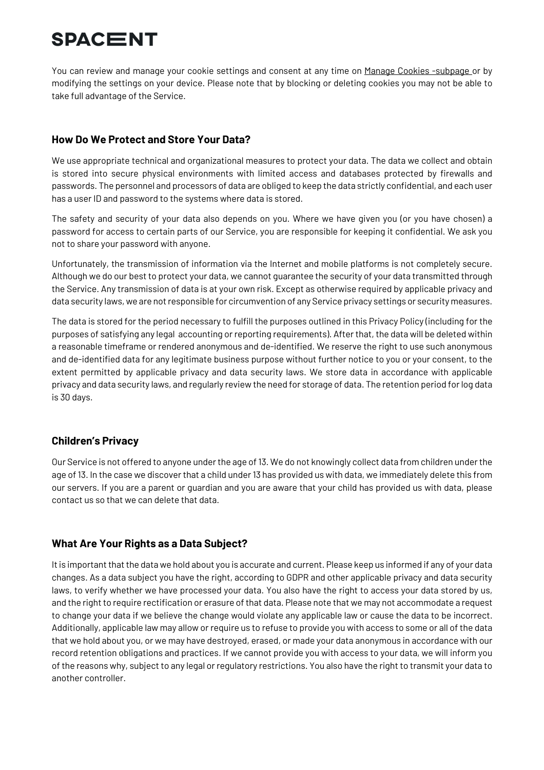You can review and manage your cookie settings and consent at any time on Manage Cookies -subpage or by modifying the settings on your device. Please note that by blocking or deleting cookies you may not be able to take full advantage of the Service.

### How Do We Protect and Store Your Data?

We use appropriate technical and organizational measures to protect your data. The data we collect and obtain is stored into secure physical environments with limited access and databases protected by firewalls and passwords. The personnel and processors of data are obliged to keep the data strictly confidential, and each user has a user ID and password to the systems where data is stored.

The safety and security of your data also depends on you. Where we have given you (or you have chosen) a password for access to certain parts of our Service, you are responsible for keeping it confidential. We ask you not to share your password with anyone.

Unfortunately, the transmission of information via the Internet and mobile platforms is not completely secure. Although we do our best to protect your data, we cannot guarantee the security of your data transmitted through the Service. Any transmission of data is at your own risk. Except as otherwise required by applicable privacy and data security laws, we are not responsible for circumvention of any Service privacy settings or security measures.

The data is stored for the period necessary to fulfill the purposes outlined in this Privacy Policy (including for the purposes of satisfying any legal accounting or reporting requirements). After that, the data will be deleted within a reasonable timeframe or rendered anonymous and de-identified. We reserve the right to use such anonymous and de-identified data for any legitimate business purpose without further notice to you or your consent, to the extent permitted by applicable privacy and data security laws. We store data in accordance with applicable privacy and data security laws, and regularly review the need for storage of data. The retention period for log data is 30 days.

### Children's Privacy

Our Service is not offered to anyone under the age of 13. We do not knowingly collect data from children under the age of 13. In the case we discover that a child under 13 has provided us with data, we immediately delete this from our servers. If you are a parent or guardian and you are aware that your child has provided us with data, please contact us so that we can delete that data.

### What Are Your Rights as a Data Subject?

It is important that the data we hold about you is accurate and current. Please keep us informed if any of your data changes. As a data subject you have the right, according to GDPR and other applicable privacy and data security laws, to verify whether we have processed your data. You also have the right to access your data stored by us, and the right to require rectification or erasure of that data. Please note that we may not accommodate a request to change your data if we believe the change would violate any applicable law or cause the data to be incorrect. Additionally, applicable law may allow or require us to refuse to provide you with access to some or all of the data that we hold about you, or we may have destroyed, erased, or made your data anonymous in accordance with our record retention obligations and practices. If we cannot provide you with access to your data, we will inform you of the reasons why, subject to any legal or regulatory restrictions. You also have the right to transmit your data to another controller.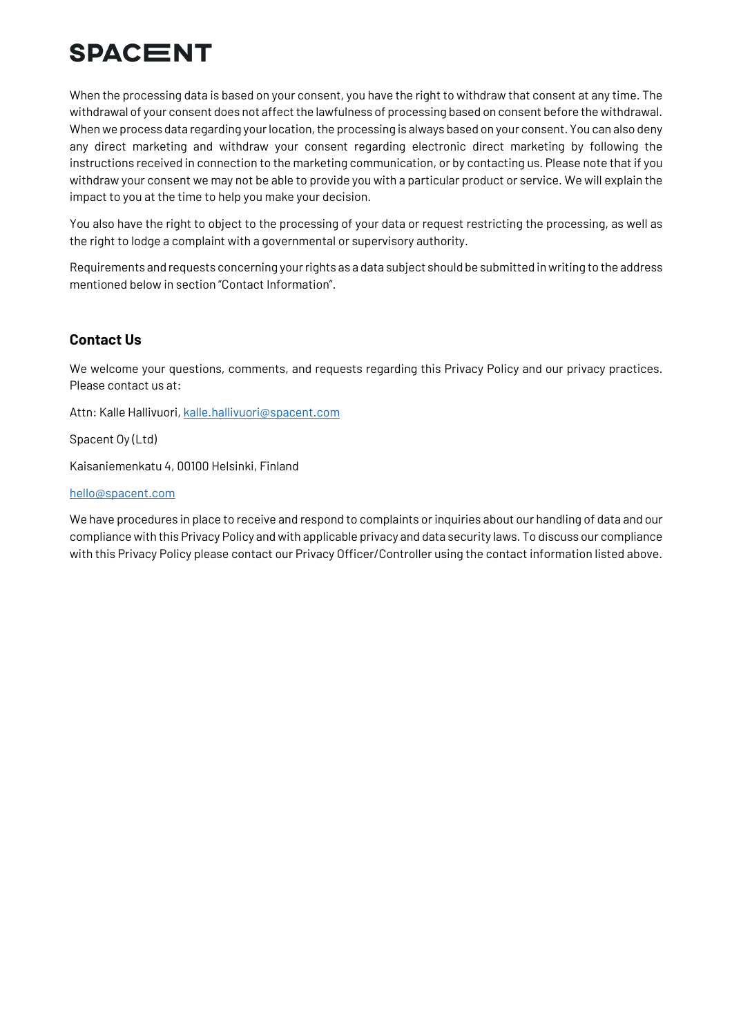When the processing data is based on your consent, you have the right to withdraw that consent at any time. The withdrawal of your consent does not affect the lawfulness of processing based on consent before the withdrawal. When we process data regarding your location, the processing is always based on your consent. You can also deny any direct marketing and withdraw your consent regarding electronic direct marketing by following the instructions received in connection to the marketing communication, or by contacting us. Please note that if you withdraw your consent we may not be able to provide you with a particular product or service. We will explain the impact to you at the time to help you make your decision.

You also have the right to object to the processing of your data or request restricting the processing, as well as the right to lodge a complaint with a governmental or supervisory authority.

Requirements and requests concerning your rights as a data subject should be submitted in writing to the address mentioned below in section "Contact Information".

### Contact Us

We welcome your questions, comments, and requests regarding this Privacy Policy and our privacy practices. Please contact us at:

Attn: Kalle Hallivuori, kalle.hallivuori@spacent.com

Spacent Oy (Ltd)

Kaisaniemenkatu 4, 00100 Helsinki, Finland

hello@spacent.com

We have procedures in place to receive and respond to complaints or inquiries about our handling of data and our compliance with this Privacy Policy and with applicable privacy and data security laws. To discuss our compliance with this Privacy Policy please contact our Privacy Officer/Controller using the contact information listed above.